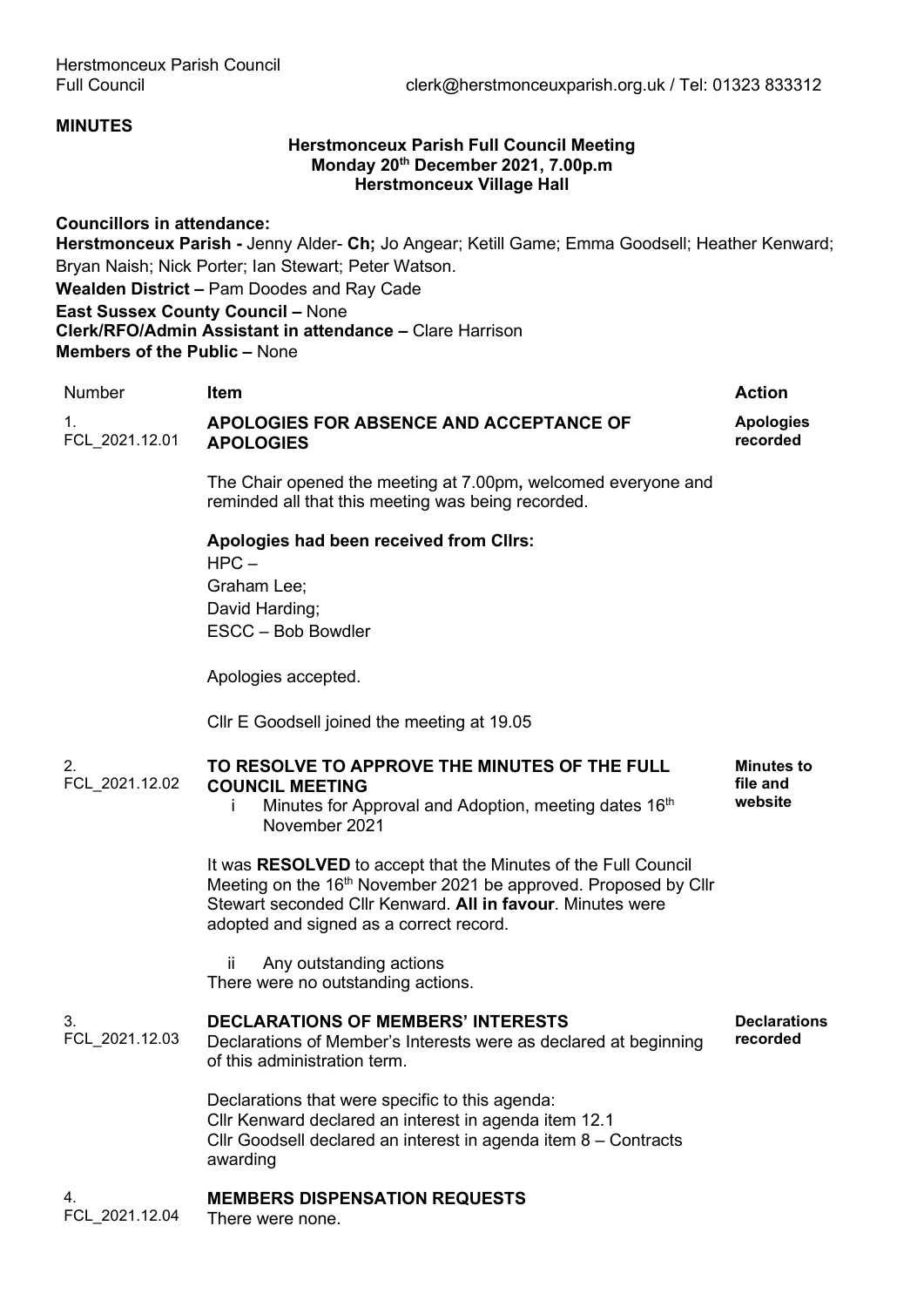Herstmonceux Parish Council
Full Council clerk@herstmonceuxparish.org.uk / Tel: 01323 833312

**MINUTES**

**Herstmonceux Parish Full Council Meeting**
**Monday 20th December 2021, 7.00p.m**
**Herstmonceux Village Hall**

**Councillors in attendance:**
**Herstmonceux Parish -** Jenny Alder- **Ch;** Jo Angear; Ketill Game; Emma Goodsell; Heather Kenward; Bryan Naish; Nick Porter; Ian Stewart; Peter Watson.
**Wealden District –** Pam Doodes and Ray Cade
**East Sussex County Council –** None
**Clerk/RFO/Admin Assistant in attendance –** Clare Harrison
**Members of the Public –** None

| Number | Item | Action |
|---|---|---|
| 1. FCL_2021.12.01 | **APOLOGIES FOR ABSENCE AND ACCEPTANCE OF APOLOGIES**<br><br>The Chair opened the meeting at 7.00pm**,** welcomed everyone and reminded all that this meeting was being recorded.<br><br>**Apologies had been received from Cllrs:**<br>HPC –<br>Graham Lee;<br>David Harding;<br>ESCC – Bob Bowdler<br><br>Apologies accepted.<br><br>Cllr E Goodsell joined the meeting at 19.05 | **Apologies recorded** |
| 2. FCL_2021.12.02 | **TO RESOLVE TO APPROVE THE MINUTES OF THE FULL COUNCIL MEETING**<br>i Minutes for Approval and Adoption, meeting dates 16th November 2021<br><br>It was **RESOLVED** to accept that the Minutes of the Full Council Meeting on the 16th November 2021 be approved. Proposed by Cllr Stewart seconded Cllr Kenward. **All in favour**. Minutes were adopted and signed as a correct record.<br><br>ii Any outstanding actions<br>There were no outstanding actions. | **Minutes to file and website** |
| 3. FCL_2021.12.03 | **DECLARATIONS OF MEMBERS' INTERESTS**<br>Declarations of Member's Interests were as declared at beginning of this administration term.<br><br>Declarations that were specific to this agenda:<br>Cllr Kenward declared an interest in agenda item 12.1<br>Cllr Goodsell declared an interest in agenda item 8 – Contracts awarding | **Declarations recorded** |
| 4. FCL_2021.12.04 | **MEMBERS DISPENSATION REQUESTS**<br>There were none. | |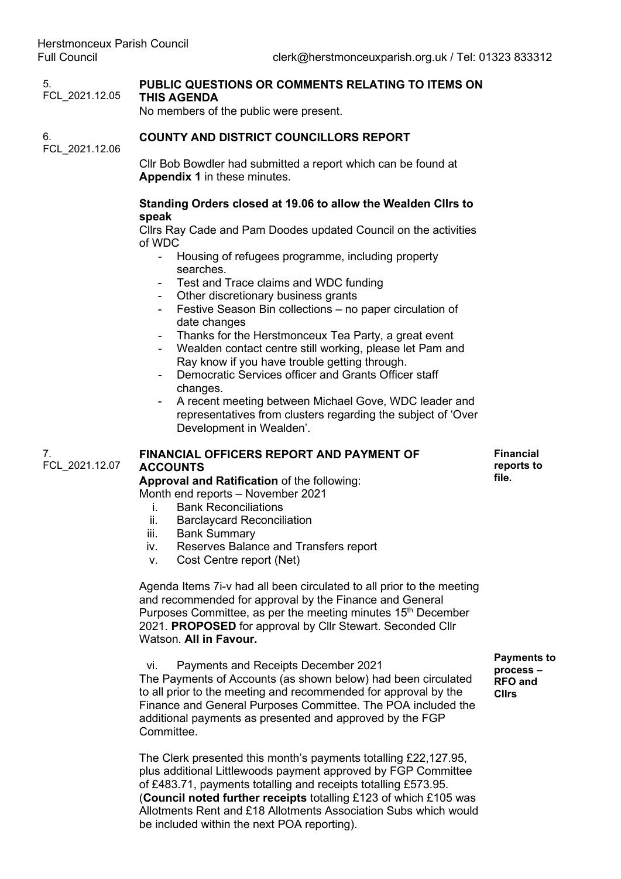5. FCL_2021.12.05

**PUBLIC QUESTIONS OR COMMENTS RELATING TO ITEMS ON THIS AGENDA**

No members of the public were present.

6. FCL_2021.12.06

**COUNTY AND DISTRICT COUNCILLORS REPORT**

Cllr Bob Bowdler had submitted a report which can be found at **Appendix 1** in these minutes.

**Standing Orders closed at 19.06 to allow the Wealden Cllrs to speak**

Cllrs Ray Cade and Pam Doodes updated Council on the activities of WDC

- Housing of refugees programme, including property searches.
- Test and Trace claims and WDC funding
- Other discretionary business grants
- Festive Season Bin collections – no paper circulation of date changes
- Thanks for the Herstmonceux Tea Party, a great event
- Wealden contact centre still working, please let Pam and Ray know if you have trouble getting through.
- Democratic Services officer and Grants Officer staff changes.
- A recent meeting between Michael Gove, WDC leader and representatives from clusters regarding the subject of 'Over Development in Wealden'.

7. FCL_2021.12.07

**FINANCIAL OFFICERS REPORT AND PAYMENT OF ACCOUNTS**

**Financial reports to file.**

**Approval and Ratification** of the following:

Month end reports – November 2021

i. Bank Reconciliations
ii. Barclaycard Reconciliation
iii. Bank Summary
iv. Reserves Balance and Transfers report
v. Cost Centre report (Net)

Agenda Items 7i-v had all been circulated to all prior to the meeting and recommended for approval by the Finance and General Purposes Committee, as per the meeting minutes 15th December 2021. **PROPOSED** for approval by Cllr Stewart. Seconded Cllr Watson. **All in Favour.**

vi. Payments and Receipts December 2021

**Payments to process – RFO and Cllrs**

The Payments of Accounts (as shown below) had been circulated to all prior to the meeting and recommended for approval by the Finance and General Purposes Committee. The POA included the additional payments as presented and approved by the FGP Committee.

The Clerk presented this month's payments totalling £22,127.95, plus additional Littlewoods payment approved by FGP Committee of £483.71, payments totalling and receipts totalling £573.95. (**Council noted further receipts** totalling £123 of which £105 was Allotments Rent and £18 Allotments Association Subs which would be included within the next POA reporting).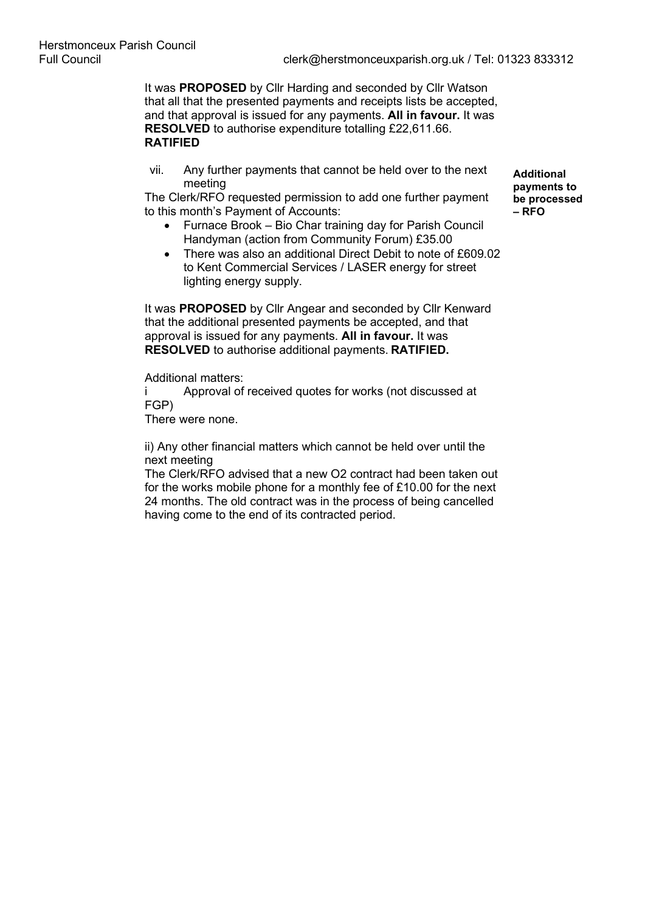It was **PROPOSED** by Cllr Harding and seconded by Cllr Watson that all that the presented payments and receipts lists be accepted, and that approval is issued for any payments. **All in favour.** It was **RESOLVED** to authorise expenditure totalling £22,611.66. **RATIFIED**

vii. Any further payments that cannot be held over to the next meeting

**Additional payments to be processed – RFO**

The Clerk/RFO requested permission to add one further payment to this month's Payment of Accounts:

- Furnace Brook – Bio Char training day for Parish Council Handyman (action from Community Forum) £35.00
- There was also an additional Direct Debit to note of £609.02 to Kent Commercial Services / LASER energy for street lighting energy supply.

It was **PROPOSED** by Cllr Angear and seconded by Cllr Kenward that the additional presented payments be accepted, and that approval is issued for any payments. **All in favour.** It was **RESOLVED** to authorise additional payments. **RATIFIED.**

Additional matters:

i Approval of received quotes for works (not discussed at FGP)

There were none.

ii) Any other financial matters which cannot be held over until the next meeting

The Clerk/RFO advised that a new O2 contract had been taken out for the works mobile phone for a monthly fee of £10.00 for the next 24 months. The old contract was in the process of being cancelled having come to the end of its contracted period.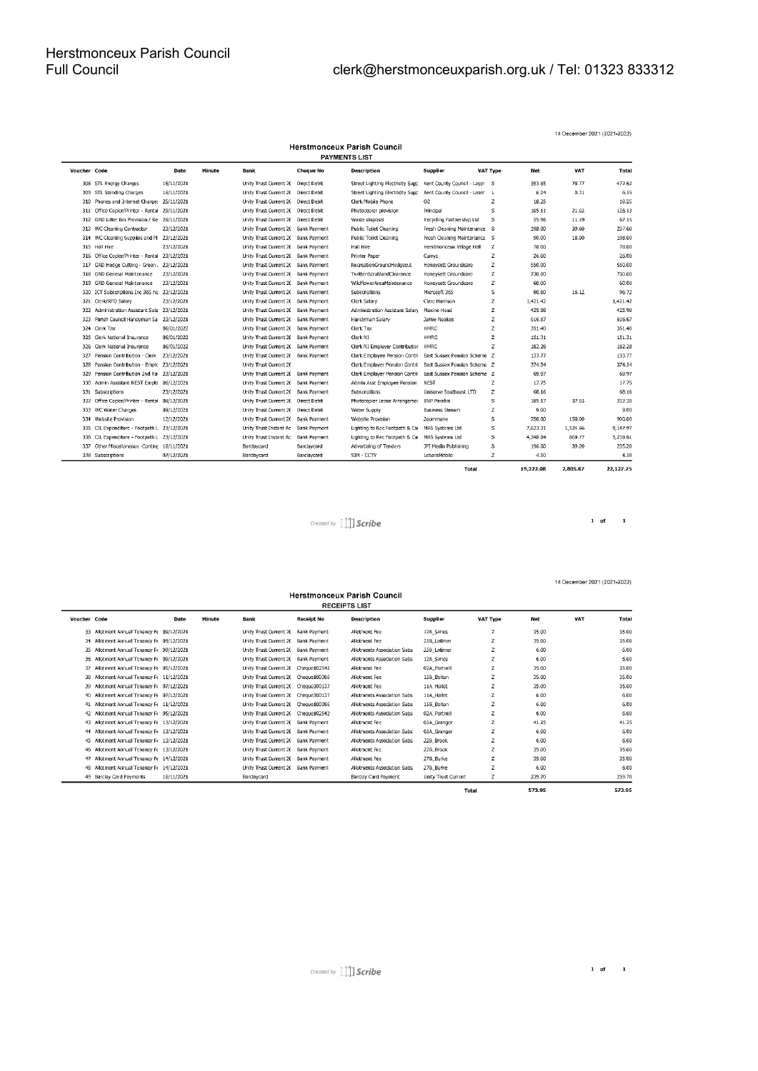14 December 2021 (2021-2022)

## Herstmonceux Parish Council

### PAYMENTS LIST

| Voucher | Code | Date | Minute | Bank | Cheque No | Description | Supplier | VAT Type | Net | VAT | Total |
|---|---|---|---|---|---|---|---|---|---|---|---|
| 308 | STL Energy Charges | 16/11/2021 | | Unity Trust Current 20 | Direct Debit | Street Lighting Electricity Supp | Kent County Council - Laser | S | 393.85 | 78.77 | 472.62 |
| 309 | STL Standing Charges | 16/11/2021 | | Unity Trust Current 20 | Direct Debit | Street Lighting Electricity Supp | Kent County Council - Laser | L | 6.24 | 0.31 | 6.55 |
| 310 | Phones and Internet Charges | 25/11/2021 | | Unity Trust Current 20 | Direct Debit | Clerk Mobile Phone | O2 | Z | 18.25 | | 18.25 |
| 311 | Office Copier/Printer - Rental | 29/11/2021 | | Unity Trust Current 20 | Direct Debit | Photocopier provision | Principal | S | 105.11 | 21.02 | 126.13 |
| 312 | GRD Litter Bin Provision / Re | 26/11/2021 | | Unity Trust Current 20 | Direct Debit | Waste disposal | Recycling Partnership Ltd | S | 55.96 | 11.19 | 67.15 |
| 313 | WC Cleaning Contractor | 23/12/2021 | | Unity Trust Current 20 | Bank Payment | Public Toilet Cleaning | Fresh Cleaning Maintenance | S | 198.00 | 39.60 | 237.60 |
| 314 | WC Cleaning Supplies and M | 23/12/2021 | | Unity Trust Current 20 | Bank Payment | Public Toilet Cleaning | Fresh Cleaning Maintenance | S | 90.00 | 18.00 | 108.00 |
| 315 | Hall Hire | 23/12/2021 | | Unity Trust Current 20 | Bank Payment | Hall Hire | Herstmonceux Village Hall | Z | 78.00 | | 78.00 |
| 316 | Office Copier/Printer - Rental | 23/12/2021 | | Unity Trust Current 20 | Bank Payment | Printer Paper | Currys | Z | 26.00 | | 26.00 |
| 317 | GRD Hedge Cutting - Green | 23/12/2021 | | Unity Trust Current 20 | Bank Payment | RecreationGroundHedgecut | Honeysett Groundcare | Z | 550.00 | | 550.00 |
| 318 | GRD General Maintenance | 23/12/2021 | | Unity Trust Current 20 | Bank Payment | TwittenScrublandClearance | Honeysett Groundcare | Z | 730.00 | | 730.00 |
| 319 | GRD General Maintenance | 23/12/2021 | | Unity Trust Current 20 | Bank Payment | WildflowerAreaMaintenance | Honeysett Groundcare | Z | 60.00 | | 60.00 |
| 320 | ICT Subscriptions Inc 365 Inc | 23/12/2021 | | Unity Trust Current 20 | Bank Payment | Subscriptions | Microsoft 365 | S | 80.60 | 16.12 | 96.72 |
| 321 | Clerk/RFO Salary | 23/12/2021 | | Unity Trust Current 20 | Bank Payment | Clerk Salary | Clare Harrison | Z | 1,421.42 | | 1,421.42 |
| 322 | Administration Assistant Sala | 23/12/2021 | | Unity Trust Current 20 | Bank Payment | Administration Assistant Salary | Maxine Hoad | Z | 425.98 | | 425.98 |
| 323 | Parish Council Handyman Sa | 23/12/2021 | | Unity Trust Current 20 | Bank Payment | Handyman Salary | Jamie Noakes | Z | 616.67 | | 616.67 |
| 324 | Clerk Tax | 06/01/2022 | | Unity Trust Current 20 | Bank Payment | Clerk Tax | HMRC | Z | 351.40 | | 351.40 |
| 325 | Clerk National Insurance | 06/01/2022 | | Unity Trust Current 20 | Bank Payment | Clerk NI | HMRC | Z | 151.31 | | 151.31 |
| 326 | Clerk National Insurance | 06/01/2022 | | Unity Trust Current 20 | Bank Payment | Clerk NI Employer Contribution | HMRC | Z | 182.28 | | 182.28 |
| 327 | Pension Contribution - Clerk | 23/12/2021 | | Unity Trust Current 20 | Bank Payment | Clerk Employee Pension Contri | East Sussex Pension Scheme | Z | 133.77 | | 133.77 |
| 328 | Pension Contribution - Emplo | 23/12/2021 | | Unity Trust Current 20 | | Clerk Employer Pension Contri | East Sussex Pension Scheme | Z | 374.54 | | 374.54 |
| 329 | Pension Contribution 2nd Ra | 23/12/2021 | | Unity Trust Current 20 | Bank Payment | Clerk Employer Pension Contri | East Sussex Pension Scheme | Z | 69.97 | | 69.97 |
| 330 | Admin Assist NEST Emplo | 06/12/2021 | | Unity Trust Current 20 | Bank Payment | Admin Asst Employee Pension | NEST | Z | 17.75 | | 17.75 |
| 331 | Subscriptions | 23/12/2021 | | Unity Trust Current 20 | Bank Payment | Subscriptions | Uniserve Southeast LTD | Z | 68.16 | | 68.16 |
| 332 | Office Copier/Printer - Rental | 08/12/2021 | | Unity Trust Current 20 | Direct Debit | Photocopier Lease Arrangemer | BNP Paribas | S | 185.17 | 37.03 | 222.20 |
| 333 | WC Water Charges | 09/12/2021 | | Unity Trust Current 20 | Direct Debit | Water Supply | Business Stream | Z | 9.00 | | 9.00 |
| 334 | Website Provision | 12/12/2021 | | Unity Trust Current 20 | Bank Payment | Website Provision | Zoomname | S | 750.00 | 150.00 | 900.00 |
| 335 | CIL Expenditure - Footpath L | 23/12/2021 | | Unity Trust Instant Ac | Bank Payment | Lighting to Rec Footpath & Ca | MAS Systems Ltd | S | 7,623.31 | 1,524.66 | 9,147.97 |
| 336 | CIL Expenditure - Footpath L | 23/12/2021 | | Unity Trust Instant Ac | Bank Payment | Lighting to Rec Footpath & Ca | MAS Systems Ltd | S | 4,348.84 | 869.77 | 5,218.61 |
| 337 | Other Miscellaneous -Conting | 16/11/2021 | | Barclaycard | Barclaycard | Advertising of Tenders | JPI Media Publishing | S | 196.00 | 39.20 | 235.20 |
| 338 | Subscriptions | 07/12/2021 | | Barclaycard | Barclaycard | SIM - CCTV | LebaraMobile | Z | 4.50 | | 4.50 |
| | | | | | | | Total | | 19,322.08 | 2,805.67 | 22,127.75 |

Created by Scribe

14 December 2021 (2021-2022)

## Herstmonceux Parish Council

### RECEIPTS LIST

| Voucher | Code | Date | Minute | Bank | Receipt No | Description | Supplier | VAT Type | Net | VAT | Total |
|---|---|---|---|---|---|---|---|---|---|---|---|
| 33 | Allotment Annual Tenancy Fe | 06/12/2021 | | Unity Trust Current 20 | Bank Payment | Allotment Fee | 12B_Simps | Z | 35.00 | | 35.00 |
| 34 | Allotment Annual Tenancy Fe | 09/12/2021 | | Unity Trust Current 20 | Bank Payment | Allotment Fee | 25B_Latimer | Z | 35.00 | | 35.00 |
| 35 | Allotment Annual Tenancy Fe | 09/12/2021 | | Unity Trust Current 20 | Bank Payment | Allotments Association Subs | 25B_Latimer | Z | 6.00 | | 6.00 |
| 36 | Allotment Annual Tenancy Fe | 06/12/2021 | | Unity Trust Current 20 | Bank Payment | Allotments Association Subs | 12B_Simps | Z | 6.00 | | 6.00 |
| 37 | Allotment Annual Tenancy Fe | 06/12/2021 | | Unity Trust Current 20 | Cheque#02542 | Allotment Fee | 02A_Portnell | Z | 35.00 | | 35.00 |
| 38 | Allotment Annual Tenancy Fe | 11/12/2021 | | Unity Trust Current 20 | Cheque#00386 | Allotment Fee | 15B_Bolton | Z | 35.00 | | 35.00 |
| 39 | Allotment Annual Tenancy Fe | 07/12/2021 | | Unity Trust Current 20 | Cheque300137 | Allotment Fee | 11A_Hallet | Z | 35.00 | | 35.00 |
| 40 | Allotment Annual Tenancy Fe | 07/12/2021 | | Unity Trust Current 20 | Cheque300137 | Allotments Association Subs | 11A_Hallet | Z | 6.00 | | 6.00 |
| 41 | Allotment Annual Tenancy Fe | 11/12/2021 | | Unity Trust Current 20 | Cheque#00386 | Allotments Association Subs | 15B_Bolton | Z | 6.00 | | 6.00 |
| 42 | Allotment Annual Tenancy Fe | 06/12/2021 | | Unity Trust Current 20 | Cheque#02542 | Allotments Association Subs | 02A_Portnell | Z | 6.00 | | 6.00 |
| 43 | Allotment Annual Tenancy Fe | 13/12/2021 | | Unity Trust Current 20 | Bank Payment | Allotment Fee | 05A_Granger | Z | 41.25 | | 41.25 |
| 44 | Allotment Annual Tenancy Fe | 13/12/2021 | | Unity Trust Current 20 | Bank Payment | Allotments Association Subs | 05A_Granger | Z | 6.00 | | 6.00 |
| 45 | Allotment Annual Tenancy Fe | 13/12/2021 | | Unity Trust Current 20 | Bank Payment | Allotments Association Subs | 22B_Brook | Z | 6.00 | | 6.00 |
| 46 | Allotment Annual Tenancy Fe | 13/12/2021 | | Unity Trust Current 20 | Bank Payment | Allotment Fee | 22B_Brook | Z | 35.00 | | 35.00 |
| 47 | Allotment Annual Tenancy Fe | 14/12/2021 | | Unity Trust Current 20 | Bank Payment | Allotment Fee | 27B_Burke | Z | 35.00 | | 35.00 |
| 48 | Allotment Annual Tenancy Fe | 14/12/2021 | | Unity Trust Current 20 | Bank Payment | Allotments Association Subs | 27B_Burke | Z | 6.00 | | 6.00 |
| 49 | Barclay Card Payments | 16/11/2021 | | Barclaycard | | Barclay Card Payment | Unity Trust Current | Z | 239.70 | | 239.70 |
| | | | | | | | Total | | 573.95 | | 573.95 |

Created by Scribe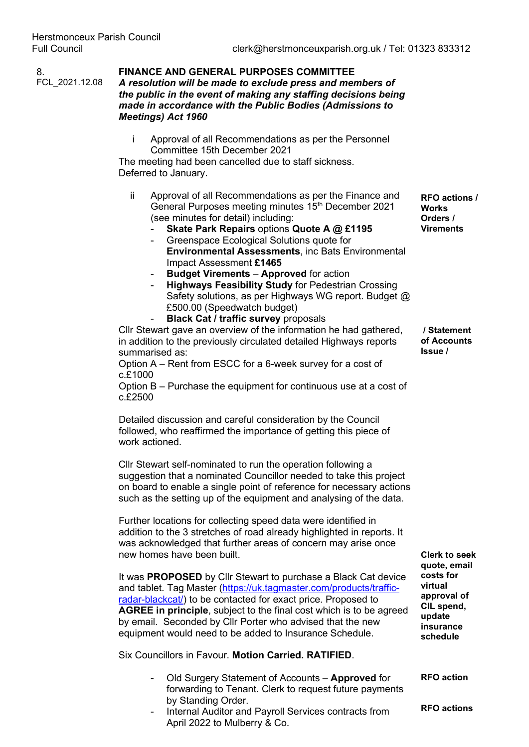8.
FCL_2021.12.08

**FINANCE AND GENERAL PURPOSES COMMITTEE**
***A resolution will be made to exclude press and members of the public in the event of making any staffing decisions being made in accordance with the Public Bodies (Admissions to Meetings) Act 1960***

i Approval of all Recommendations as per the Personnel Committee 15th December 2021

The meeting had been cancelled due to staff sickness. Deferred to January.

ii Approval of all Recommendations as per the Finance and General Purposes meeting minutes 15th December 2021 (see minutes for detail) including:

- **Skate Park Repairs** options **Quote A @ £1195**
- Greenspace Ecological Solutions quote for **Environmental Assessments**, inc Bats Environmental Impact Assessment **£1465**
- **Budget Virements** – **Approved** for action
- **Highways Feasibility Study** for Pedestrian Crossing Safety solutions, as per Highways WG report. Budget @ £500.00 (Speedwatch budget)
- **Black Cat / traffic survey** proposals

**RFO actions / Works Orders / Virements / Statement of Accounts Issue /**

Cllr Stewart gave an overview of the information he had gathered, in addition to the previously circulated detailed Highways reports summarised as:
Option A – Rent from ESCC for a 6-week survey for a cost of c.£1000
Option B – Purchase the equipment for continuous use at a cost of c.£2500

Detailed discussion and careful consideration by the Council followed, who reaffirmed the importance of getting this piece of work actioned.

Cllr Stewart self-nominated to run the operation following a suggestion that a nominated Councillor needed to take this project on board to enable a single point of reference for necessary actions such as the setting up of the equipment and analysing of the data.

Further locations for collecting speed data were identified in addition to the 3 stretches of road already highlighted in reports. It was acknowledged that further areas of concern may arise once new homes have been built.

It was **PROPOSED** by Cllr Stewart to purchase a Black Cat device and tablet. Tag Master (https://uk.tagmaster.com/products/traffic-radar-blackcat/) to be contacted for exact price. Proposed to **AGREE in principle**, subject to the final cost which is to be agreed by email. Seconded by Cllr Porter who advised that the new equipment would need to be added to Insurance Schedule.

**Clerk to seek quote, email costs for virtual approval of CIL spend, update insurance schedule**

Six Councillors in Favour. **Motion Carried. RATIFIED**.

- Old Surgery Statement of Accounts – **Approved** for forwarding to Tenant. Clerk to request future payments by Standing Order. **RFO action**
- Internal Auditor and Payroll Services contracts from April 2022 to Mulberry & Co. **RFO actions**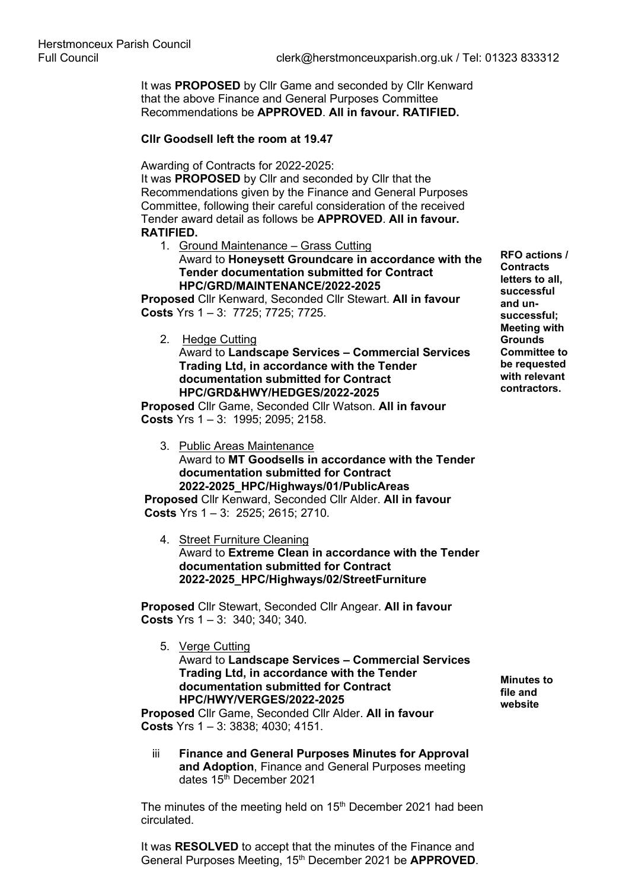It was **PROPOSED** by Cllr Game and seconded by Cllr Kenward that the above Finance and General Purposes Committee Recommendations be **APPROVED**. **All in favour. RATIFIED.**

**Cllr Goodsell left the room at 19.47**

Awarding of Contracts for 2022-2025:
It was **PROPOSED** by Cllr and seconded by Cllr that the Recommendations given by the Finance and General Purposes Committee, following their careful consideration of the received Tender award detail as follows be **APPROVED**. **All in favour. RATIFIED.**

**RFO actions / Contracts letters to all, successful and un-successful; Meeting with Grounds Committee to be requested with relevant contractors.**

1. Ground Maintenance – Grass Cutting
   Award to **Honeysett Groundcare in accordance with the Tender documentation submitted for Contract HPC/GRD/MAINTENANCE/2022-2025**

**Proposed** Cllr Kenward, Seconded Cllr Stewart. **All in favour**
**Costs** Yrs 1 – 3: 7725; 7725; 7725.

2. Hedge Cutting
   Award to **Landscape Services – Commercial Services Trading Ltd, in accordance with the Tender documentation submitted for Contract HPC/GRD&HWY/HEDGES/2022-2025**

**Proposed** Cllr Game, Seconded Cllr Watson. **All in favour**
**Costs** Yrs 1 – 3: 1995; 2095; 2158.

3. Public Areas Maintenance
   Award to **MT Goodsells in accordance with the Tender documentation submitted for Contract 2022-2025_HPC/Highways/01/PublicAreas**

**Proposed** Cllr Kenward, Seconded Cllr Alder. **All in favour**
**Costs** Yrs 1 – 3: 2525; 2615; 2710.

4. Street Furniture Cleaning
   Award to **Extreme Clean in accordance with the Tender documentation submitted for Contract 2022-2025_HPC/Highways/02/StreetFurniture**

**Proposed** Cllr Stewart, Seconded Cllr Angear. **All in favour**
**Costs** Yrs 1 – 3: 340; 340; 340.

5. Verge Cutting
   Award to **Landscape Services – Commercial Services Trading Ltd, in accordance with the Tender documentation submitted for Contract HPC/HWY/VERGES/2022-2025**

**Proposed** Cllr Game, Seconded Cllr Alder. **All in favour**
**Costs** Yrs 1 – 3: 3838; 4030; 4151.

**Minutes to file and website**

iii **Finance and General Purposes Minutes for Approval and Adoption**, Finance and General Purposes meeting dates 15th December 2021

The minutes of the meeting held on 15th December 2021 had been circulated.

It was **RESOLVED** to accept that the minutes of the Finance and General Purposes Meeting, 15th December 2021 be **APPROVED**.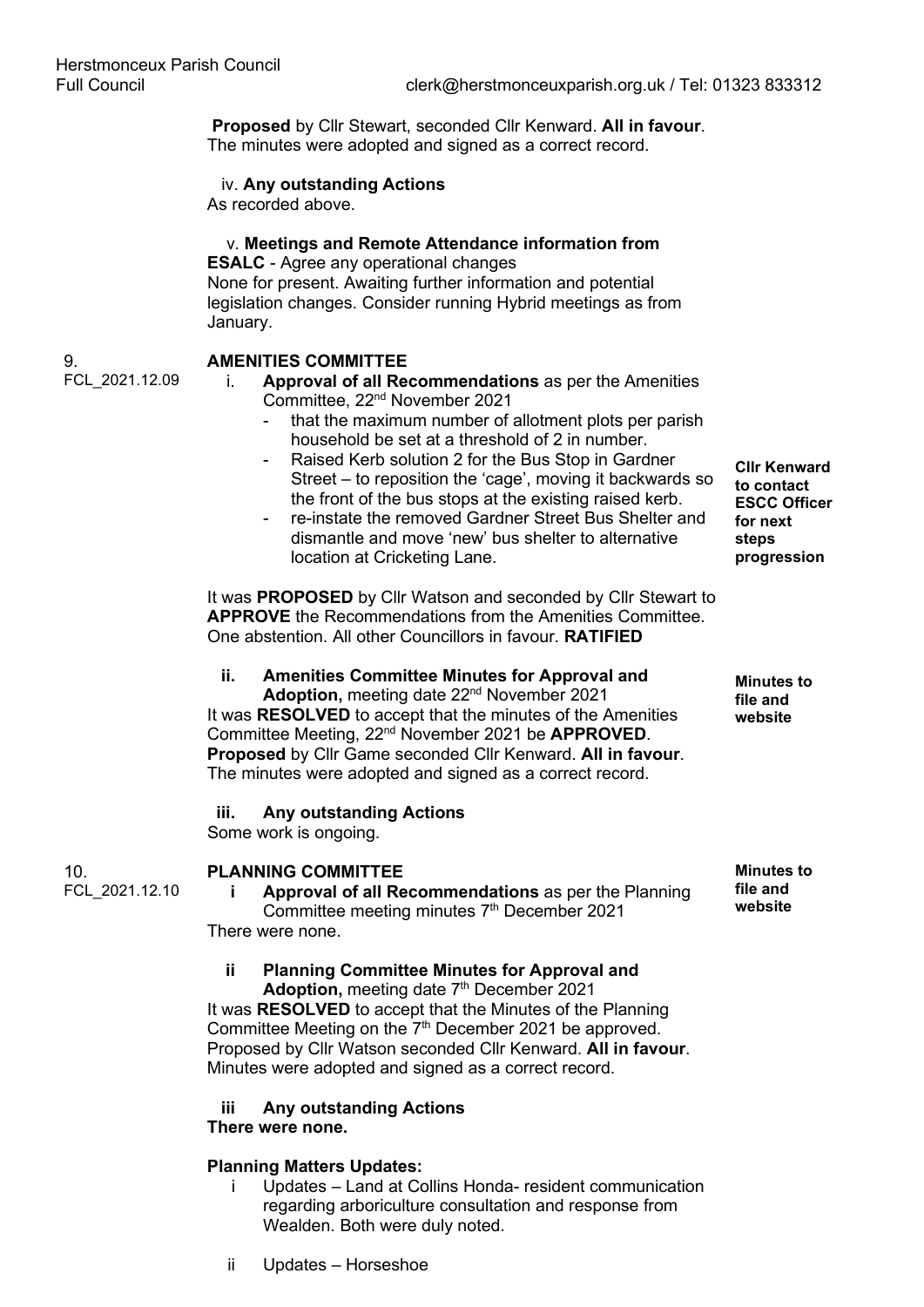**Proposed** by Cllr Stewart, seconded Cllr Kenward. **All in favour**. The minutes were adopted and signed as a correct record.

iv. **Any outstanding Actions**
As recorded above.

v. **Meetings and Remote Attendance information from ESALC** - Agree any operational changes
None for present. Awaiting further information and potential legislation changes. Consider running Hybrid meetings as from January.

## 9. FCL_2021.12.09 AMENITIES COMMITTEE

i. **Approval of all Recommendations** as per the Amenities Committee, 22nd November 2021
- that the maximum number of allotment plots per parish household be set at a threshold of 2 in number.
- Raised Kerb solution 2 for the Bus Stop in Gardner Street – to reposition the 'cage', moving it backwards so the front of the bus stops at the existing raised kerb.
- re-instate the removed Gardner Street Bus Shelter and dismantle and move 'new' bus shelter to alternative location at Cricketing Lane.

**Cllr Kenward to contact ESCC Officer for next steps progression**

It was **PROPOSED** by Cllr Watson and seconded by Cllr Stewart to **APPROVE** the Recommendations from the Amenities Committee. One abstention. All other Councillors in favour. **RATIFIED**

ii. **Amenities Committee Minutes for Approval and Adoption,** meeting date 22nd November 2021
It was **RESOLVED** to accept that the minutes of the Amenities Committee Meeting, 22nd November 2021 be **APPROVED**. **Proposed** by Cllr Game seconded Cllr Kenward. **All in favour**. The minutes were adopted and signed as a correct record.

**Minutes to file and website**

iii. **Any outstanding Actions**
Some work is ongoing.

## 10. FCL_2021.12.10 PLANNING COMMITTEE

**Minutes to file and website**

i **Approval of all Recommendations** as per the Planning Committee meeting minutes 7th December 2021
There were none.

ii **Planning Committee Minutes for Approval and Adoption,** meeting date 7th December 2021
It was **RESOLVED** to accept that the Minutes of the Planning Committee Meeting on the 7th December 2021 be approved. Proposed by Cllr Watson seconded Cllr Kenward. **All in favour**. Minutes were adopted and signed as a correct record.

iii **Any outstanding Actions**
**There were none.**

**Planning Matters Updates:**

i Updates – Land at Collins Honda- resident communication regarding arboriculture consultation and response from Wealden. Both were duly noted.

ii Updates – Horseshoe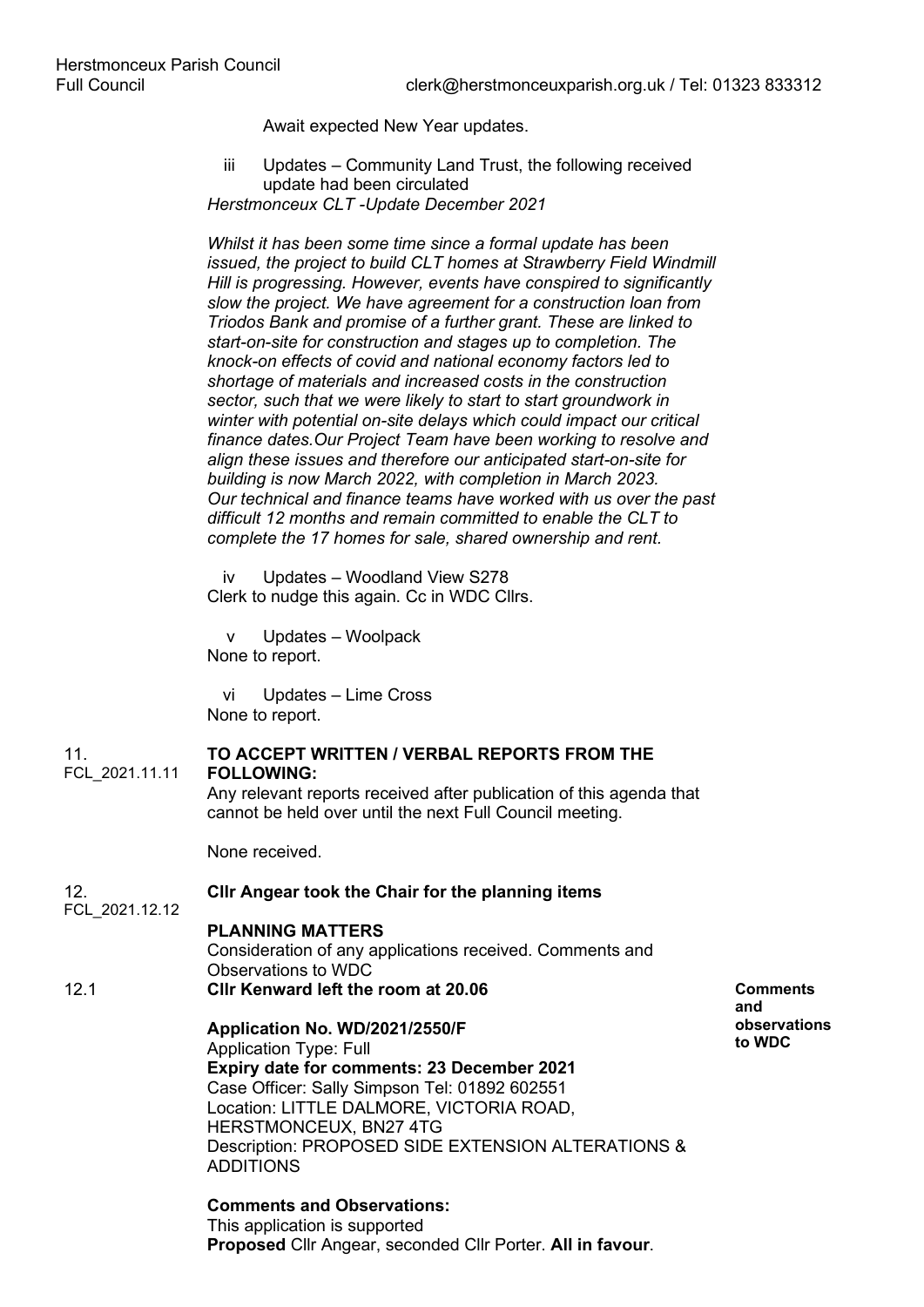Await expected New Year updates.

iii Updates – Community Land Trust, the following received update had been circulated

*Herstmonceux CLT -Update December 2021*

*Whilst it has been some time since a formal update has been issued, the project to build CLT homes at Strawberry Field Windmill Hill is progressing. However, events have conspired to significantly slow the project. We have agreement for a construction loan from Triodos Bank and promise of a further grant. These are linked to start-on-site for construction and stages up to completion. The knock-on effects of covid and national economy factors led to shortage of materials and increased costs in the construction sector, such that we were likely to start to start groundwork in winter with potential on-site delays which could impact our critical finance dates.Our Project Team have been working to resolve and align these issues and therefore our anticipated start-on-site for building is now March 2022, with completion in March 2023. Our technical and finance teams have worked with us over the past difficult 12 months and remain committed to enable the CLT to complete the 17 homes for sale, shared ownership and rent.*

iv Updates – Woodland View S278

Clerk to nudge this again. Cc in WDC Cllrs.

v Updates – Woolpack

None to report.

vi Updates – Lime Cross

None to report.

11.
FCL_2021.11.11

**TO ACCEPT WRITTEN / VERBAL REPORTS FROM THE FOLLOWING:**

Any relevant reports received after publication of this agenda that cannot be held over until the next Full Council meeting.

None received.

12.
FCL_2021.12.12

**Cllr Angear took the Chair for the planning items**

**PLANNING MATTERS**

Consideration of any applications received. Comments and Observations to WDC

12.1

**Cllr Kenward left the room at 20.06**

**Comments and observations to WDC**

**Application No. WD/2021/2550/F**

Application Type: Full

**Expiry date for comments: 23 December 2021**

Case Officer: Sally Simpson Tel: 01892 602551

Location: LITTLE DALMORE, VICTORIA ROAD, HERSTMONCEUX, BN27 4TG

Description: PROPOSED SIDE EXTENSION ALTERATIONS & ADDITIONS

**Comments and Observations:**

This application is supported

**Proposed** Cllr Angear, seconded Cllr Porter. **All in favour**.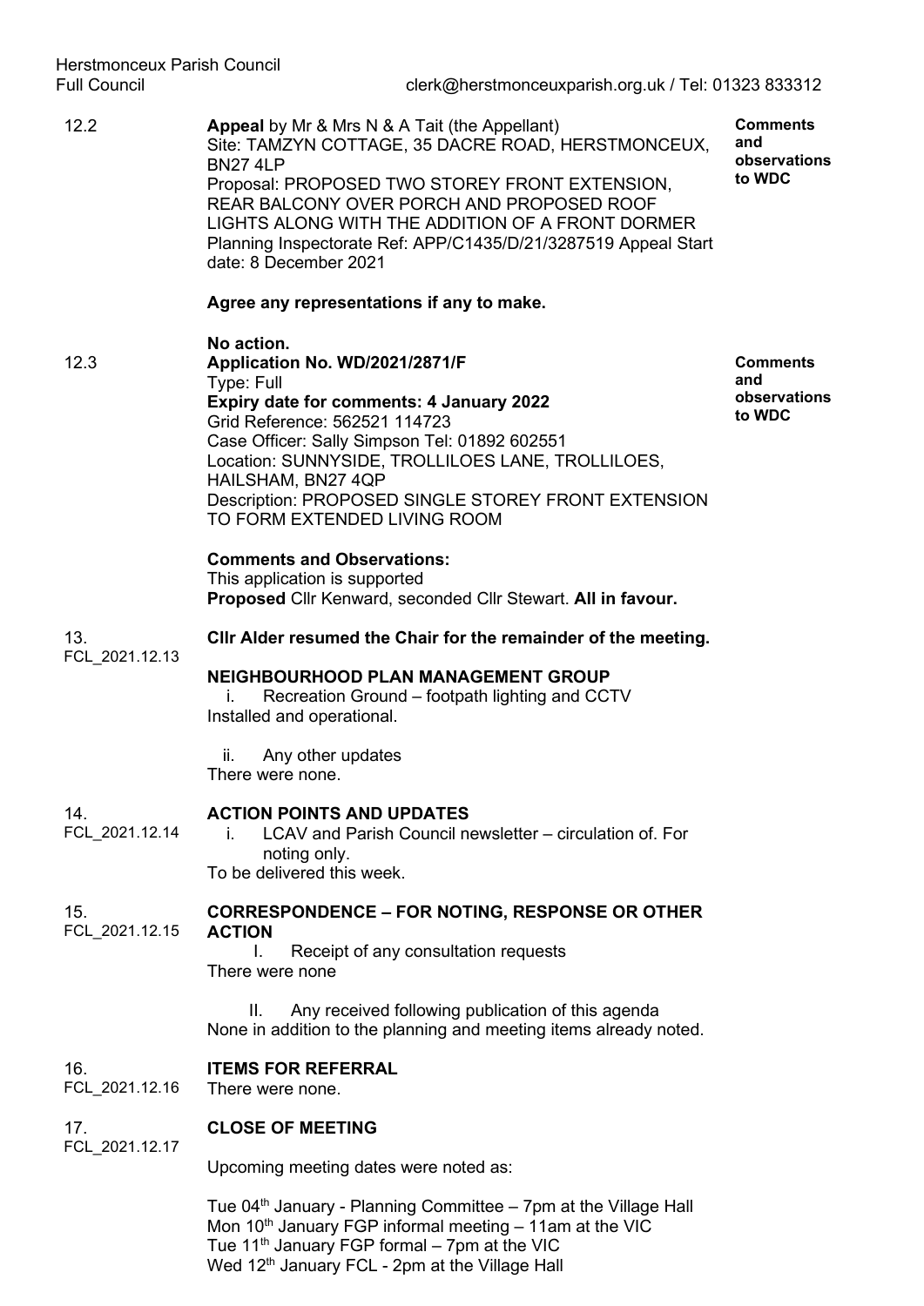| | | |
|---|---|---|
| 12.2 | **Appeal** by Mr & Mrs N & A Tait (the Appellant)<br>Site: TAMZYN COTTAGE, 35 DACRE ROAD, HERSTMONCEUX, BN27 4LP<br>Proposal: PROPOSED TWO STOREY FRONT EXTENSION, REAR BALCONY OVER PORCH AND PROPOSED ROOF LIGHTS ALONG WITH THE ADDITION OF A FRONT DORMER<br>Planning Inspectorate Ref: APP/C1435/D/21/3287519 Appeal Start date: 8 December 2021<br><br>**Agree any representations if any to make.**<br><br>**No action.** | **Comments and observations to WDC** |
| 12.3 | **Application No. WD/2021/2871/F**<br>Type: Full<br>**Expiry date for comments: 4 January 2022**<br>Grid Reference: 562521 114723<br>Case Officer: Sally Simpson Tel: 01892 602551<br>Location: SUNNYSIDE, TROLLILOES LANE, TROLLILOES, HAILSHAM, BN27 4QP<br>Description: PROPOSED SINGLE STOREY FRONT EXTENSION TO FORM EXTENDED LIVING ROOM<br><br>**Comments and Observations:**<br>This application is supported<br>**Proposed** Cllr Kenward, seconded Cllr Stewart. **All in favour.** | **Comments and observations to WDC** |
| 13.<br>FCL_2021.12.13 | **Cllr Alder resumed the Chair for the remainder of the meeting.**<br><br>**NEIGHBOURHOOD PLAN MANAGEMENT GROUP**<br>i. Recreation Ground – footpath lighting and CCTV<br>Installed and operational.<br><br>ii. Any other updates<br>There were none. | |
| 14.<br>FCL_2021.12.14 | **ACTION POINTS AND UPDATES**<br>i. LCAV and Parish Council newsletter – circulation of. For noting only.<br>To be delivered this week. | |
| 15.<br>FCL_2021.12.15 | **CORRESPONDENCE – FOR NOTING, RESPONSE OR OTHER ACTION**<br>I. Receipt of any consultation requests<br>There were none<br><br>II. Any received following publication of this agenda<br>None in addition to the planning and meeting items already noted. | |
| 16.<br>FCL_2021.12.16 | **ITEMS FOR REFERRAL**<br>There were none. | |
| 17.<br>FCL_2021.12.17 | **CLOSE OF MEETING**<br><br>Upcoming meeting dates were noted as:<br><br>Tue 04th January - Planning Committee – 7pm at the Village Hall<br>Mon 10th January FGP informal meeting – 11am at the VIC<br>Tue 11th January FGP formal – 7pm at the VIC<br>Wed 12th January FCL - 2pm at the Village Hall | |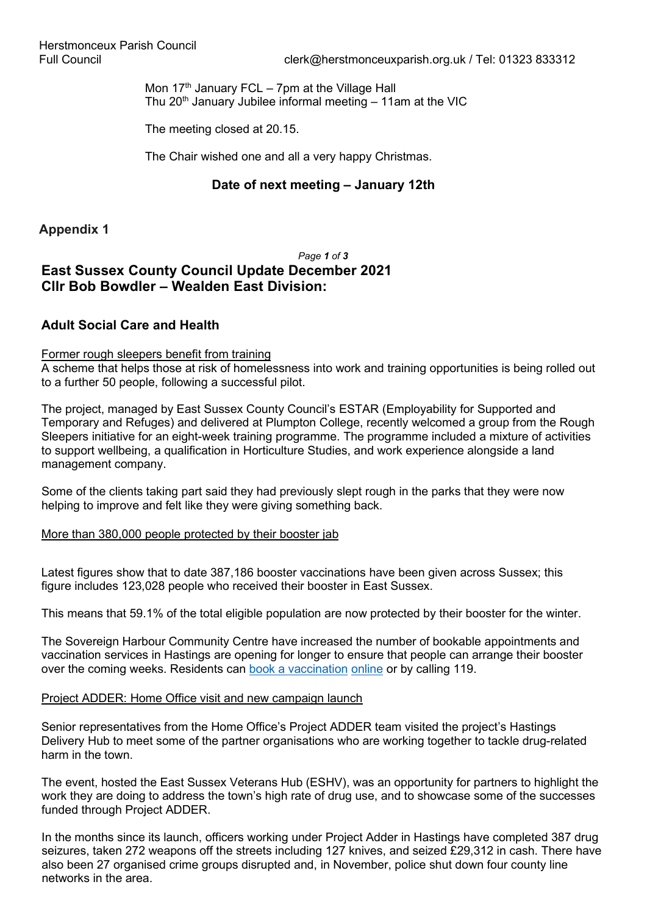Mon 17th January FCL – 7pm at the Village Hall
Thu 20th January Jubilee informal meeting – 11am at the VIC

The meeting closed at 20.15.

The Chair wished one and all a very happy Christmas.

**Date of next meeting – January 12th**

## Appendix 1

## East Sussex County Council Update December 2021
## Cllr Bob Bowdler – Wealden East Division:

### Adult Social Care and Health

Former rough sleepers benefit from training

A scheme that helps those at risk of homelessness into work and training opportunities is being rolled out to a further 50 people, following a successful pilot.

The project, managed by East Sussex County Council's ESTAR (Employability for Supported and Temporary and Refuges) and delivered at Plumpton College, recently welcomed a group from the Rough Sleepers initiative for an eight-week training programme. The programme included a mixture of activities to support wellbeing, a qualification in Horticulture Studies, and work experience alongside a land management company.

Some of the clients taking part said they had previously slept rough in the parks that they were now helping to improve and felt like they were giving something back.

More than 380,000 people protected by their booster jab

Latest figures show that to date 387,186 booster vaccinations have been given across Sussex; this figure includes 123,028 people who received their booster in East Sussex.

This means that 59.1% of the total eligible population are now protected by their booster for the winter.

The Sovereign Harbour Community Centre have increased the number of bookable appointments and vaccination services in Hastings are opening for longer to ensure that people can arrange their booster over the coming weeks. Residents can book a vaccination online or by calling 119.

Project ADDER: Home Office visit and new campaign launch

Senior representatives from the Home Office's Project ADDER team visited the project's Hastings Delivery Hub to meet some of the partner organisations who are working together to tackle drug-related harm in the town.

The event, hosted the East Sussex Veterans Hub (ESHV), was an opportunity for partners to highlight the work they are doing to address the town's high rate of drug use, and to showcase some of the successes funded through Project ADDER.

In the months since its launch, officers working under Project Adder in Hastings have completed 387 drug seizures, taken 272 weapons off the streets including 127 knives, and seized £29,312 in cash. There have also been 27 organised crime groups disrupted and, in November, police shut down four county line networks in the area.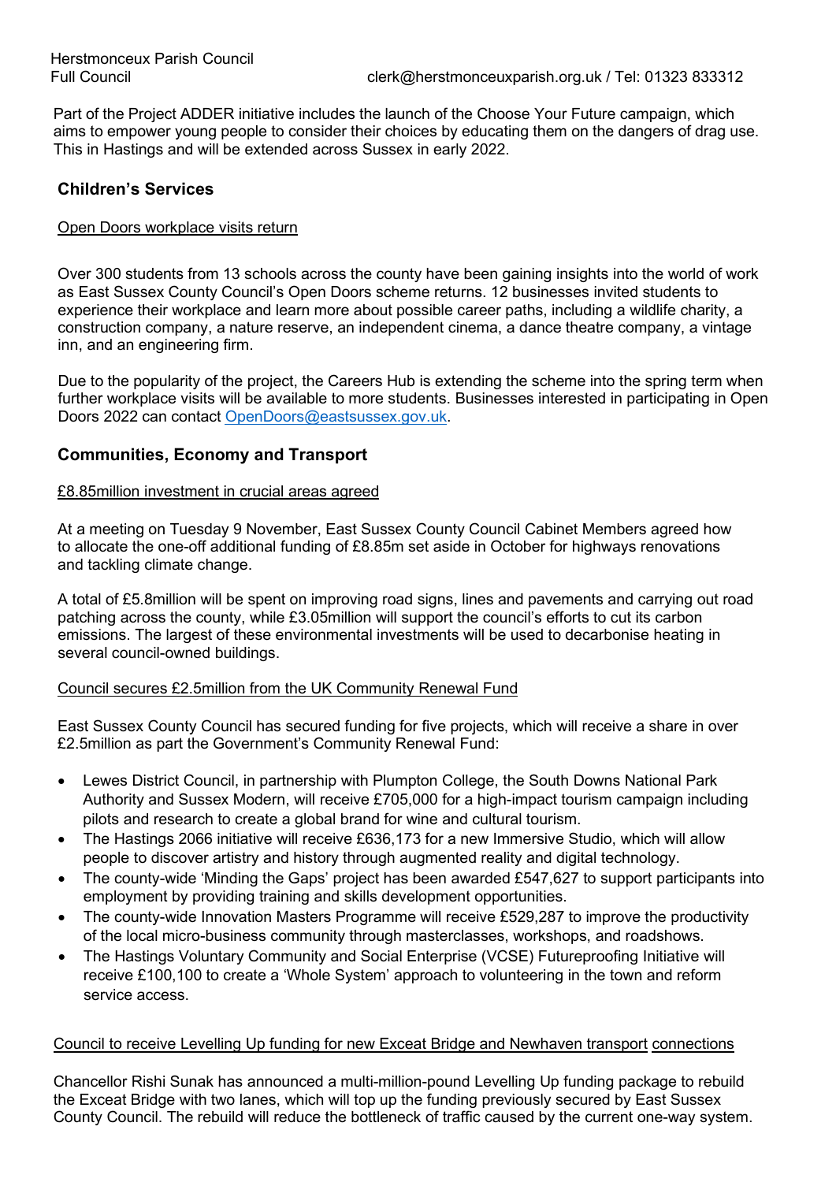Part of the Project ADDER initiative includes the launch of the Choose Your Future campaign, which aims to empower young people to consider their choices by educating them on the dangers of drag use. This in Hastings and will be extended across Sussex in early 2022.

## Children's Services

Open Doors workplace visits return

Over 300 students from 13 schools across the county have been gaining insights into the world of work as East Sussex County Council's Open Doors scheme returns. 12 businesses invited students to experience their workplace and learn more about possible career paths, including a wildlife charity, a construction company, a nature reserve, an independent cinema, a dance theatre company, a vintage inn, and an engineering firm.

Due to the popularity of the project, the Careers Hub is extending the scheme into the spring term when further workplace visits will be available to more students. Businesses interested in participating in Open Doors 2022 can contact OpenDoors@eastsussex.gov.uk.

## Communities, Economy and Transport

£8.85million investment in crucial areas agreed

At a meeting on Tuesday 9 November, East Sussex County Council Cabinet Members agreed how to allocate the one-off additional funding of £8.85m set aside in October for highways renovations and tackling climate change.

A total of £5.8million will be spent on improving road signs, lines and pavements and carrying out road patching across the county, while £3.05million will support the council's efforts to cut its carbon emissions. The largest of these environmental investments will be used to decarbonise heating in several council-owned buildings.

Council secures £2.5million from the UK Community Renewal Fund

East Sussex County Council has secured funding for five projects, which will receive a share in over £2.5million as part the Government's Community Renewal Fund:

- Lewes District Council, in partnership with Plumpton College, the South Downs National Park Authority and Sussex Modern, will receive £705,000 for a high-impact tourism campaign including pilots and research to create a global brand for wine and cultural tourism.
- The Hastings 2066 initiative will receive £636,173 for a new Immersive Studio, which will allow people to discover artistry and history through augmented reality and digital technology.
- The county-wide 'Minding the Gaps' project has been awarded £547,627 to support participants into employment by providing training and skills development opportunities.
- The county-wide Innovation Masters Programme will receive £529,287 to improve the productivity of the local micro-business community through masterclasses, workshops, and roadshows.
- The Hastings Voluntary Community and Social Enterprise (VCSE) Futureproofing Initiative will receive £100,100 to create a 'Whole System' approach to volunteering in the town and reform service access.

Council to receive Levelling Up funding for new Exceat Bridge and Newhaven transport connections

Chancellor Rishi Sunak has announced a multi-million-pound Levelling Up funding package to rebuild the Exceat Bridge with two lanes, which will top up the funding previously secured by East Sussex County Council. The rebuild will reduce the bottleneck of traffic caused by the current one-way system.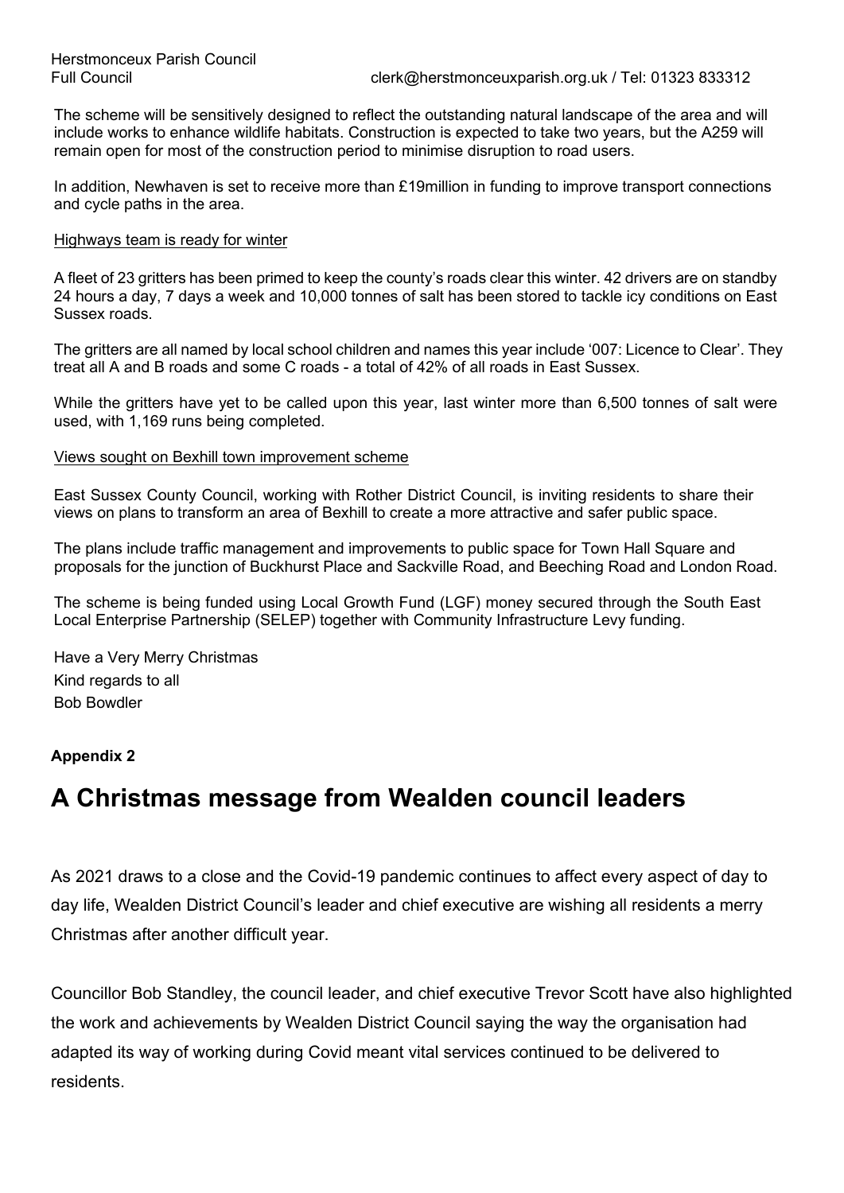The scheme will be sensitively designed to reflect the outstanding natural landscape of the area and will include works to enhance wildlife habitats. Construction is expected to take two years, but the A259 will remain open for most of the construction period to minimise disruption to road users.

In addition, Newhaven is set to receive more than £19million in funding to improve transport connections and cycle paths in the area.

Highways team is ready for winter

A fleet of 23 gritters has been primed to keep the county's roads clear this winter. 42 drivers are on standby 24 hours a day, 7 days a week and 10,000 tonnes of salt has been stored to tackle icy conditions on East Sussex roads.

The gritters are all named by local school children and names this year include '007: Licence to Clear'. They treat all A and B roads and some C roads - a total of 42% of all roads in East Sussex.

While the gritters have yet to be called upon this year, last winter more than 6,500 tonnes of salt were used, with 1,169 runs being completed.

Views sought on Bexhill town improvement scheme

East Sussex County Council, working with Rother District Council, is inviting residents to share their views on plans to transform an area of Bexhill to create a more attractive and safer public space.

The plans include traffic management and improvements to public space for Town Hall Square and proposals for the junction of Buckhurst Place and Sackville Road, and Beeching Road and London Road.

The scheme is being funded using Local Growth Fund (LGF) money secured through the South East Local Enterprise Partnership (SELEP) together with Community Infrastructure Levy funding.

Have a Very Merry Christmas
Kind regards to all
Bob Bowdler

**Appendix 2**

# A Christmas message from Wealden council leaders

As 2021 draws to a close and the Covid-19 pandemic continues to affect every aspect of day to day life, Wealden District Council's leader and chief executive are wishing all residents a merry Christmas after another difficult year.

Councillor Bob Standley, the council leader, and chief executive Trevor Scott have also highlighted the work and achievements by Wealden District Council saying the way the organisation had adapted its way of working during Covid meant vital services continued to be delivered to residents.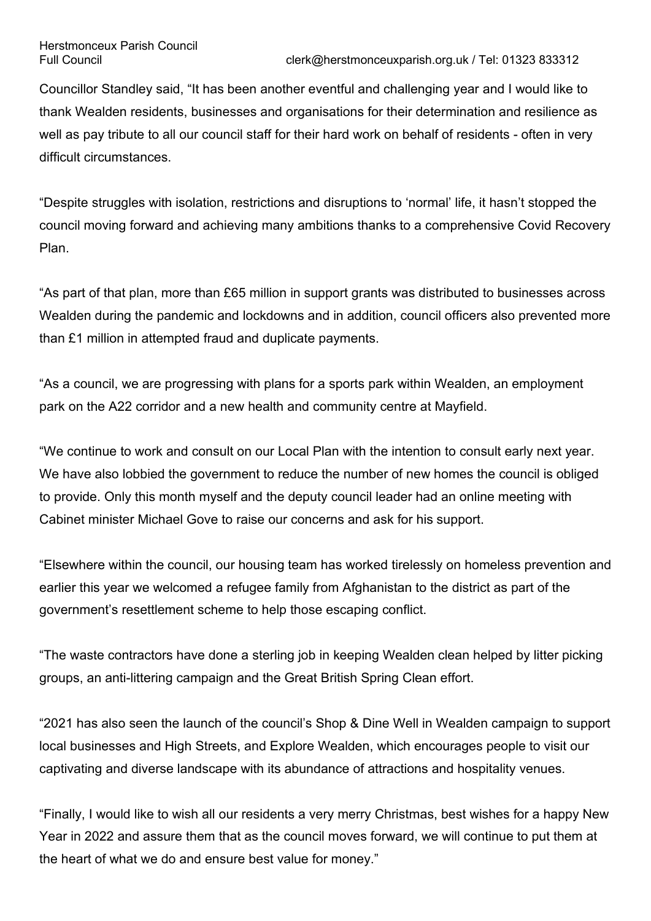Councillor Standley said, "It has been another eventful and challenging year and I would like to thank Wealden residents, businesses and organisations for their determination and resilience as well as pay tribute to all our council staff for their hard work on behalf of residents - often in very difficult circumstances.

"Despite struggles with isolation, restrictions and disruptions to 'normal' life, it hasn't stopped the council moving forward and achieving many ambitions thanks to a comprehensive Covid Recovery Plan.

"As part of that plan, more than £65 million in support grants was distributed to businesses across Wealden during the pandemic and lockdowns and in addition, council officers also prevented more than £1 million in attempted fraud and duplicate payments.

"As a council, we are progressing with plans for a sports park within Wealden, an employment park on the A22 corridor and a new health and community centre at Mayfield.

"We continue to work and consult on our Local Plan with the intention to consult early next year. We have also lobbied the government to reduce the number of new homes the council is obliged to provide. Only this month myself and the deputy council leader had an online meeting with Cabinet minister Michael Gove to raise our concerns and ask for his support.

"Elsewhere within the council, our housing team has worked tirelessly on homeless prevention and earlier this year we welcomed a refugee family from Afghanistan to the district as part of the government's resettlement scheme to help those escaping conflict.

"The waste contractors have done a sterling job in keeping Wealden clean helped by litter picking groups, an anti-littering campaign and the Great British Spring Clean effort.

"2021 has also seen the launch of the council's Shop & Dine Well in Wealden campaign to support local businesses and High Streets, and Explore Wealden, which encourages people to visit our captivating and diverse landscape with its abundance of attractions and hospitality venues.

"Finally, I would like to wish all our residents a very merry Christmas, best wishes for a happy New Year in 2022 and assure them that as the council moves forward, we will continue to put them at the heart of what we do and ensure best value for money."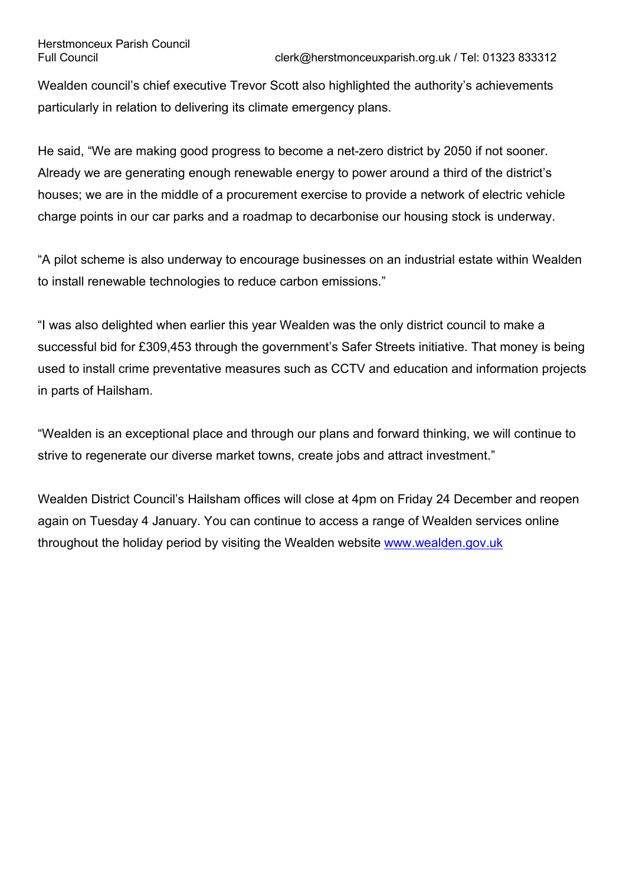Wealden council's chief executive Trevor Scott also highlighted the authority's achievements particularly in relation to delivering its climate emergency plans.

He said, "We are making good progress to become a net-zero district by 2050 if not sooner. Already we are generating enough renewable energy to power around a third of the district's houses; we are in the middle of a procurement exercise to provide a network of electric vehicle charge points in our car parks and a roadmap to decarbonise our housing stock is underway.

"A pilot scheme is also underway to encourage businesses on an industrial estate within Wealden to install renewable technologies to reduce carbon emissions."

"I was also delighted when earlier this year Wealden was the only district council to make a successful bid for £309,453 through the government's Safer Streets initiative. That money is being used to install crime preventative measures such as CCTV and education and information projects in parts of Hailsham.

"Wealden is an exceptional place and through our plans and forward thinking, we will continue to strive to regenerate our diverse market towns, create jobs and attract investment."

Wealden District Council's Hailsham offices will close at 4pm on Friday 24 December and reopen again on Tuesday 4 January. You can continue to access a range of Wealden services online throughout the holiday period by visiting the Wealden website [www.wealden.gov.uk](http://www.wealden.gov.uk)